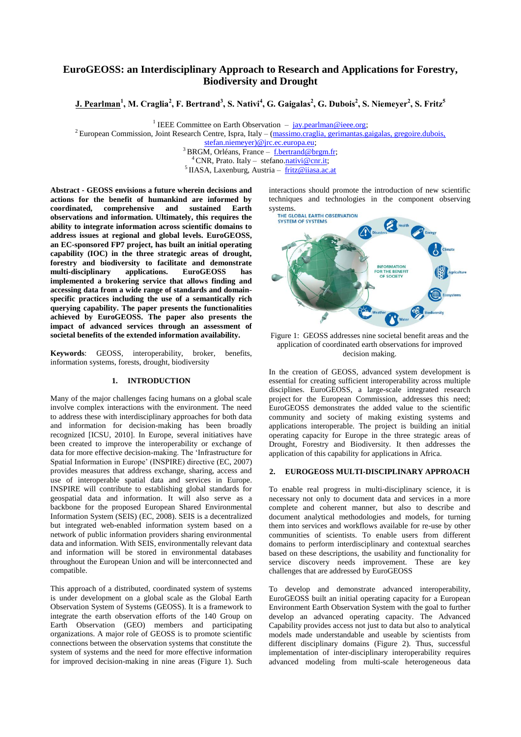# EuroGEOSS: an Interdisciplinary Approach to Research and Applications for Forestry, Biodiversity and Drought

**J. Pearlman[1], M. Craglia[2], F. Bertrand[3], S. Nativi[4], G. Gaigalas[2], G. Dubois[2], S. Niemeyer[2], S. Fritz[5]**

[1] IEEE Committee on Earth Observation – jay.pearlman@ieee.org;
[2] European Commission, Joint Research Centre, Ispra, Italy – (massimo.craglia, gerimantas.gaigalas, gregoire.dubois, stefan.niemeyer)@jrc.ec.europa.eu;
[3] BRGM, Orléans, France – f.bertrand@brgm.fr;
[4] CNR, Prato. Italy – stefano.nativi@cnr.it;
[5] IIASA, Laxenburg, Austria – fritz@iiasa.ac.at

**Abstract - GEOSS envisions a future wherein decisions and actions for the benefit of humankind are informed by coordinated, comprehensive and sustained Earth observations and information. Ultimately, this requires the ability to integrate information across scientific domains to address issues at regional and global levels. EuroGEOSS, an EC-sponsored FP7 project, has built an initial operating capability (IOC) in the three strategic areas of drought, forestry and biodiversity to facilitate and demonstrate multi-disciplinary applications. EuroGEOSS has implemented a brokering service that allows finding and accessing data from a wide range of standards and domain-specific practices including the use of a semantically rich querying capability. The paper presents the functionalities achieved by EuroGEOSS. The paper also presents the impact of advanced services through an assessment of societal benefits of the extended information availability.**

**Keywords**: GEOSS, interoperability, broker, benefits, information systems, forests, drought, biodiversity

## 1. INTRODUCTION

Many of the major challenges facing humans on a global scale involve complex interactions with the environment. The need to address these with interdisciplinary approaches for both data and information for decision-making has been broadly recognized [ICSU, 2010]. In Europe, several initiatives have been created to improve the interoperability or exchange of data for more effective decision-making. The 'Infrastructure for Spatial Information in Europe' (INSPIRE) directive (EC, 2007) provides measures that address exchange, sharing, access and use of interoperable spatial data and services in Europe. INSPIRE will contribute to establishing global standards for geospatial data and information. It will also serve as a backbone for the proposed European Shared Environmental Information System (SEIS) (EC, 2008). SEIS is a decentralized but integrated web-enabled information system based on a network of public information providers sharing environmental data and information. With SEIS, environmentally relevant data and information will be stored in environmental databases throughout the European Union and will be interconnected and compatible.

This approach of a distributed, coordinated system of systems is under development on a global scale as the Global Earth Observation System of Systems (GEOSS). It is a framework to integrate the earth observation efforts of the 140 Group on Earth Observation (GEO) members and participating organizations. A major role of GEOSS is to promote scientific connections between the observation systems that constitute the system of systems and the need for more effective information for improved decision-making in nine areas (Figure 1). Such interactions should promote the introduction of new scientific techniques and technologies in the component observing systems.

Figure 1: GEOSS addresses nine societal benefit areas and the application of coordinated earth observations for improved decision making.

In the creation of GEOSS, advanced system development is essential for creating sufficient interoperability across multiple disciplines. EuroGEOSS, a large-scale integrated research project for the European Commission, addresses this need; EuroGEOSS demonstrates the added value to the scientific community and society of making existing systems and applications interoperable. The project is building an initial operating capacity for Europe in the three strategic areas of Drought, Forestry and Biodiversity. It then addresses the application of this capability for applications in Africa.

## 2. EUROGEOSS MULTI-DISCIPLINARY APPROACH

To enable real progress in multi-disciplinary science, it is necessary not only to document data and services in a more complete and coherent manner, but also to describe and document analytical methodologies and models, for turning them into services and workflows available for re-use by other communities of scientists. To enable users from different domains to perform interdisciplinary and contextual searches based on these descriptions, the usability and functionality for service discovery needs improvement. These are key challenges that are addressed by EuroGEOSS

To develop and demonstrate advanced interoperability, EuroGEOSS built an initial operating capacity for a European Environment Earth Observation System with the goal to further develop an advanced operating capacity. The Advanced Capability provides access not just to data but also to analytical models made understandable and useable by scientists from different disciplinary domains (Figure 2). Thus, successful implementation of inter-disciplinary interoperability requires advanced modeling from multi-scale heterogeneous data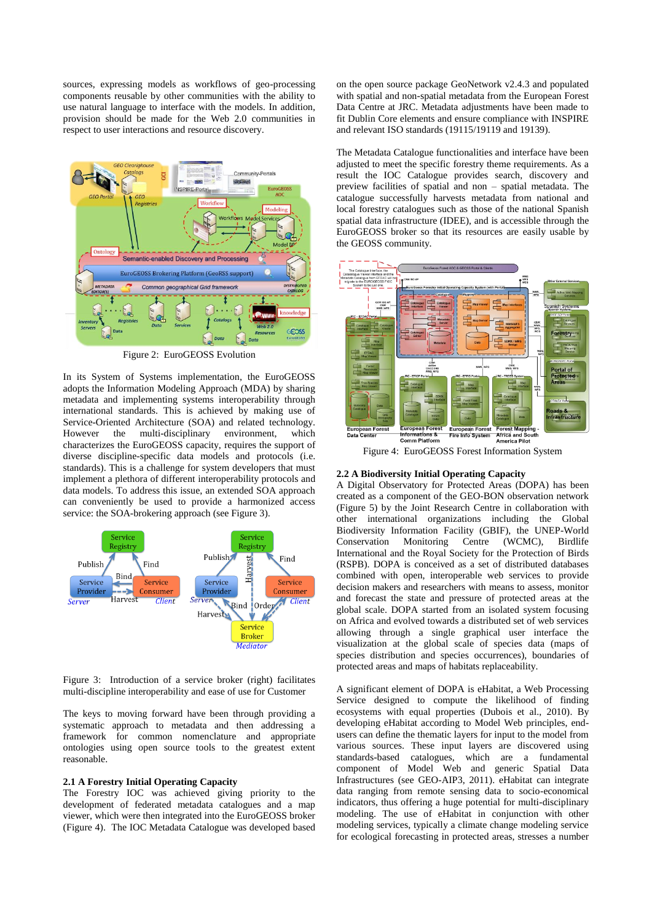sources, expressing models as workflows of geo-processing components reusable by other communities with the ability to use natural language to interface with the models. In addition, provision should be made for the Web 2.0 communities in respect to user interactions and resource discovery.

Figure 2: EuroGEOSS Evolution

In its System of Systems implementation, the EuroGEOSS adopts the Information Modeling Approach (MDA) by sharing metadata and implementing systems interoperability through international standards. This is achieved by making use of Service-Oriented Architecture (SOA) and related technology. However the multi-disciplinary environment, which characterizes the EuroGEOSS capacity, requires the support of diverse discipline-specific data models and protocols (i.e. standards). This is a challenge for system developers that must implement a plethora of different interoperability protocols and data models. To address this issue, an extended SOA approach can conveniently be used to provide a harmonized access service: the SOA-brokering approach (see Figure 3).

Figure 3: Introduction of a service broker (right) facilitates multi-discipline interoperability and ease of use for Customer

The keys to moving forward have been through providing a systematic approach to metadata and then addressing a framework for common nomenclature and appropriate ontologies using open source tools to the greatest extent reasonable.

### 2.1 A Forestry Initial Operating Capacity

The Forestry IOC was achieved giving priority to the development of federated metadata catalogues and a map viewer, which were then integrated into the EuroGEOSS broker (Figure 4). The IOC Metadata Catalogue was developed based on the open source package GeoNetwork v2.4.3 and populated with spatial and non-spatial metadata from the European Forest Data Centre at JRC. Metadata adjustments have been made to fit Dublin Core elements and ensure compliance with INSPIRE and relevant ISO standards (19115/19119 and 19139).

The Metadata Catalogue functionalities and interface have been adjusted to meet the specific forestry theme requirements. As a result the IOC Catalogue provides search, discovery and preview facilities of spatial and non – spatial metadata. The catalogue successfully harvests metadata from national and local forestry catalogues such as the one of the national Spanish spatial data infrastructure (IDEE), and is accessible through the EuroGEOSS broker so that its resources are easily usable by the GEOSS community.

Figure 4: EuroGEOSS Forest Information System

### 2.2 A Biodiversity Initial Operating Capacity

A Digital Observatory for Protected Areas (DOPA) has been created as a component of the GEO-BON observation network (Figure 5) by the Joint Research Centre in collaboration with other international organizations including the Global Biodiversity Information Facility (GBIF), the UNEP-World Conservation Monitoring Centre (WCMC), Birdlife International and the Royal Society for the Protection of Birds (RSPB). DOPA is conceived as a set of distributed databases combined with open, interoperable web services to provide decision makers and researchers with means to assess, monitor and forecast the state and pressure of protected areas at the global scale. DOPA started from an isolated system focusing on Africa and evolved towards a distributed set of web services allowing through a single graphical user interface the visualization at the global scale of species data (maps of species distribution and species occurrences), boundaries of protected areas and maps of habitats replaceability.

A significant element of DOPA is eHabitat, a Web Processing Service designed to compute the likelihood of finding ecosystems with equal properties (Dubois et al., 2010). By developing eHabitat according to Model Web principles, end-users can define the thematic layers for input to the model from various sources. These input layers are discovered using standards-based catalogues, which are a fundamental component of Model Web and generic Spatial Data Infrastructures (see GEO-AIP3, 2011). eHabitat can integrate data ranging from remote sensing data to socio-economical indicators, thus offering a huge potential for multi-disciplinary modeling. The use of eHabitat in conjunction with other modeling services, typically a climate change modeling service for ecological forecasting in protected areas, stresses a number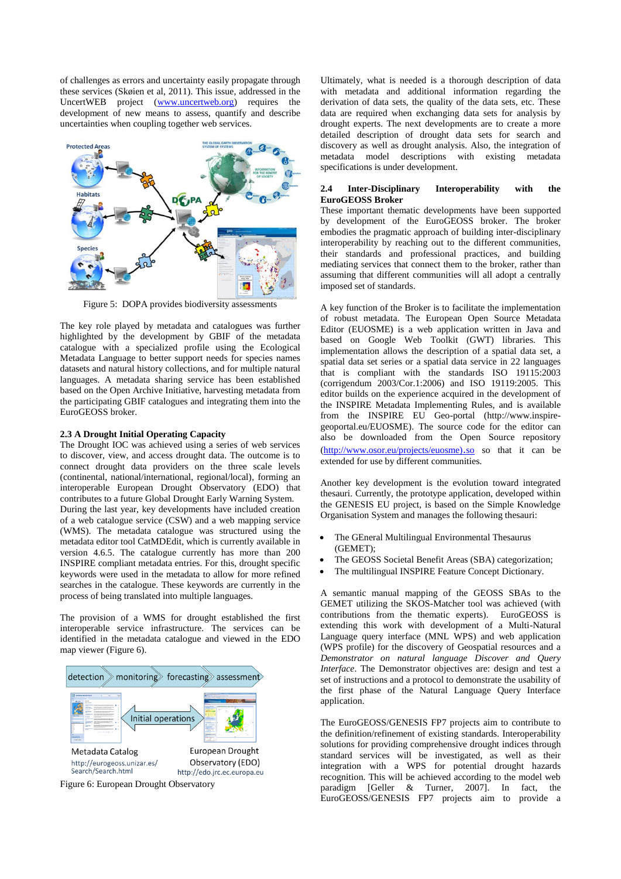of challenges as errors and uncertainty easily propagate through these services (Skøien et al, 2011). This issue, addressed in the UncertWEB project (www.uncertweb.org) requires the development of new means to assess, quantify and describe uncertainties when coupling together web services.

Figure 5: DOPA provides biodiversity assessments

The key role played by metadata and catalogues was further highlighted by the development by GBIF of the metadata catalogue with a specialized profile using the Ecological Metadata Language to better support needs for species names datasets and natural history collections, and for multiple natural languages. A metadata sharing service has been established based on the Open Archive Initiative, harvesting metadata from the participating GBIF catalogues and integrating them into the EuroGEOSS broker.

### 2.3 A Drought Initial Operating Capacity

The Drought IOC was achieved using a series of web services to discover, view, and access drought data. The outcome is to connect drought data providers on the three scale levels (continental, national/international, regional/local), forming an interoperable European Drought Observatory (EDO) that contributes to a future Global Drought Early Warning System. During the last year, key developments have included creation of a web catalogue service (CSW) and a web mapping service (WMS). The metadata catalogue was structured using the metadata editor tool CatMDEdit, which is currently available in version 4.6.5. The catalogue currently has more than 200 INSPIRE compliant metadata entries. For this, drought specific keywords were used in the metadata to allow for more refined searches in the catalogue. These keywords are currently in the process of being translated into multiple languages.

The provision of a WMS for drought established the first interoperable service infrastructure. The services can be identified in the metadata catalogue and viewed in the EDO map viewer (Figure 6).

Figure 6: European Drought Observatory

Ultimately, what is needed is a thorough description of data with metadata and additional information regarding the derivation of data sets, the quality of the data sets, etc. These data are required when exchanging data sets for analysis by drought experts. The next developments are to create a more detailed description of drought data sets for search and discovery as well as drought analysis. Also, the integration of metadata model descriptions with existing metadata specifications is under development.

### 2.4 Inter-Disciplinary Interoperability with the EuroGEOSS Broker

These important thematic developments have been supported by development of the EuroGEOSS broker. The broker embodies the pragmatic approach of building inter-disciplinary interoperability by reaching out to the different communities, their standards and professional practices, and building mediating services that connect them to the broker, rather than assuming that different communities will all adopt a centrally imposed set of standards.

A key function of the Broker is to facilitate the implementation of robust metadata. The European Open Source Metadata Editor (EUOSME) is a web application written in Java and based on Google Web Toolkit (GWT) libraries. This implementation allows the description of a spatial data set, a spatial data set series or a spatial data service in 22 languages that is compliant with the standards ISO 19115:2003 (corrigendum 2003/Cor.1:2006) and ISO 19119:2005. This editor builds on the experience acquired in the development of the INSPIRE Metadata Implementing Rules, and is available from the INSPIRE EU Geo-portal (http://www.inspire-geoportal.eu/EUOSME). The source code for the editor can also be downloaded from the Open Source repository (http://www.osor.eu/projects/euosme).so so that it can be extended for use by different communities.

Another key development is the evolution toward integrated thesauri. Currently, the prototype application, developed within the GENESIS EU project, is based on the Simple Knowledge Organisation System and manages the following thesauri:

- The GEneral Multilingual Environmental Thesaurus (GEMET);
- The GEOSS Societal Benefit Areas (SBA) categorization;
- The multilingual INSPIRE Feature Concept Dictionary.

A semantic manual mapping of the GEOSS SBAs to the GEMET utilizing the SKOS-Matcher tool was achieved (with contributions from the thematic experts). EuroGEOSS is extending this work with development of a Multi-Natural Language query interface (MNL WPS) and web application (WPS profile) for the discovery of Geospatial resources and a *Demonstrator on natural language Discover and Query Interface*. The Demonstrator objectives are: design and test a set of instructions and a protocol to demonstrate the usability of the first phase of the Natural Language Query Interface application.

The EuroGEOSS/GENESIS FP7 projects aim to contribute to the definition/refinement of existing standards. Interoperability solutions for providing comprehensive drought indices through standard services will be investigated, as well as their integration with a WPS for potential drought hazards recognition. This will be achieved according to the model web paradigm [Geller & Turner, 2007]. In fact, the EuroGEOSS/GENESIS FP7 projects aim to provide a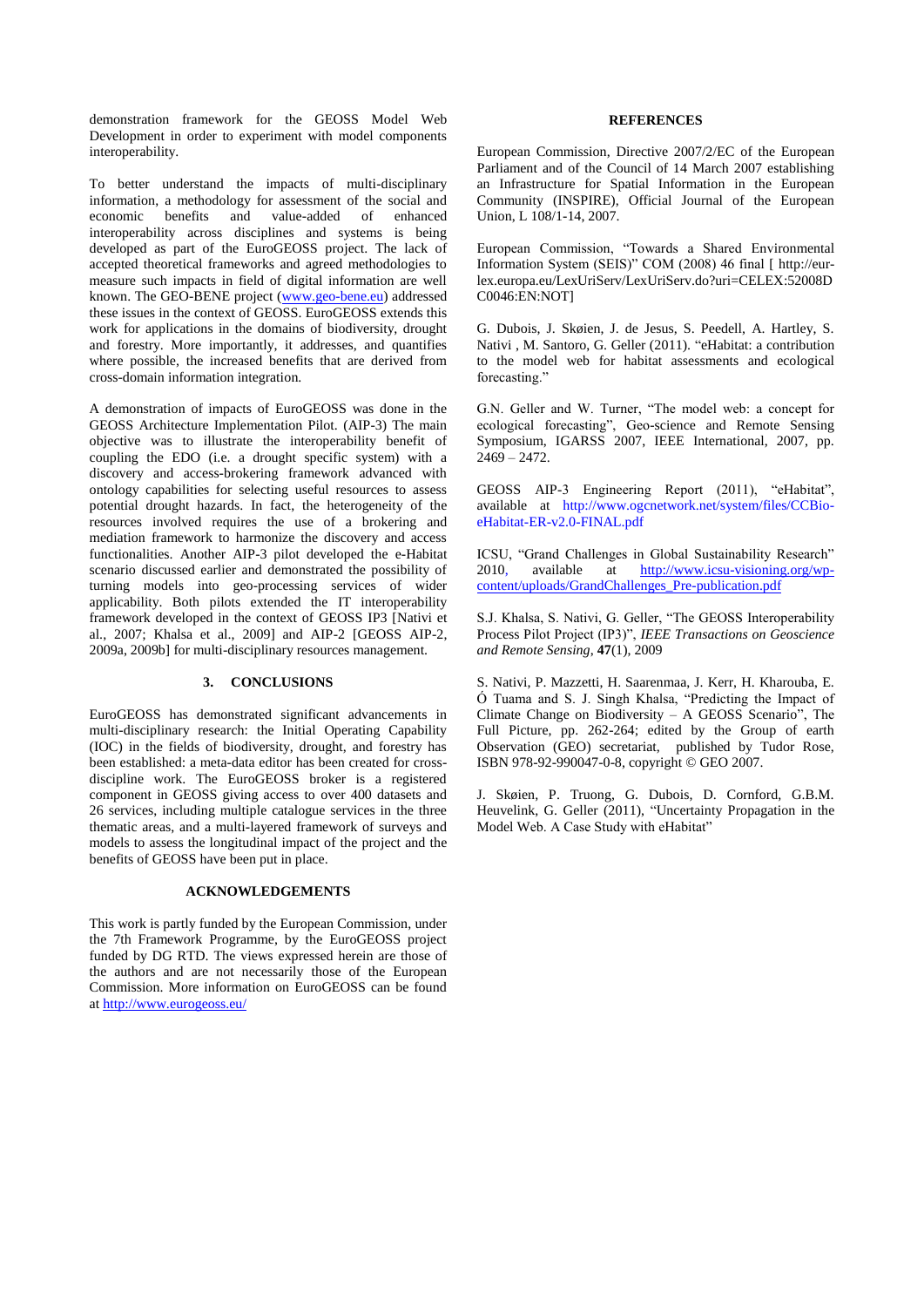demonstration framework for the GEOSS Model Web Development in order to experiment with model components interoperability.

To better understand the impacts of multi-disciplinary information, a methodology for assessment of the social and economic benefits and value-added of enhanced interoperability across disciplines and systems is being developed as part of the EuroGEOSS project. The lack of accepted theoretical frameworks and agreed methodologies to measure such impacts in field of digital information are well known. The GEO-BENE project (www.geo-bene.eu) addressed these issues in the context of GEOSS. EuroGEOSS extends this work for applications in the domains of biodiversity, drought and forestry. More importantly, it addresses, and quantifies where possible, the increased benefits that are derived from cross-domain information integration.

A demonstration of impacts of EuroGEOSS was done in the GEOSS Architecture Implementation Pilot. (AIP-3) The main objective was to illustrate the interoperability benefit of coupling the EDO (i.e. a drought specific system) with a discovery and access-brokering framework advanced with ontology capabilities for selecting useful resources to assess potential drought hazards. In fact, the heterogeneity of the resources involved requires the use of a brokering and mediation framework to harmonize the discovery and access functionalities. Another AIP-3 pilot developed the e-Habitat scenario discussed earlier and demonstrated the possibility of turning models into geo-processing services of wider applicability. Both pilots extended the IT interoperability framework developed in the context of GEOSS IP3 [Nativi et al., 2007; Khalsa et al., 2009] and AIP-2 [GEOSS AIP-2, 2009a, 2009b] for multi-disciplinary resources management.

## 3. CONCLUSIONS

EuroGEOSS has demonstrated significant advancements in multi-disciplinary research: the Initial Operating Capability (IOC) in the fields of biodiversity, drought, and forestry has been established: a meta-data editor has been created for cross-discipline work. The EuroGEOSS broker is a registered component in GEOSS giving access to over 400 datasets and 26 services, including multiple catalogue services in the three thematic areas, and a multi-layered framework of surveys and models to assess the longitudinal impact of the project and the benefits of GEOSS have been put in place.

## ACKNOWLEDGEMENTS

This work is partly funded by the European Commission, under the 7th Framework Programme, by the EuroGEOSS project funded by DG RTD. The views expressed herein are those of the authors and are not necessarily those of the European Commission. More information on EuroGEOSS can be found at http://www.eurogeoss.eu/

## REFERENCES

European Commission, Directive 2007/2/EC of the European Parliament and of the Council of 14 March 2007 establishing an Infrastructure for Spatial Information in the European Community (INSPIRE), Official Journal of the European Union, L 108/1-14, 2007.

European Commission, "Towards a Shared Environmental Information System (SEIS)" COM (2008) 46 final [ http://eur-lex.europa.eu/LexUriServ/LexUriServ.do?uri=CELEX:52008DC0046:EN:NOT]

G. Dubois, J. Skøien, J. de Jesus, S. Peedell, A. Hartley, S. Nativi , M. Santoro, G. Geller (2011). "eHabitat: a contribution to the model web for habitat assessments and ecological forecasting."

G.N. Geller and W. Turner, "The model web: a concept for ecological forecasting", Geo-science and Remote Sensing Symposium, IGARSS 2007, IEEE International, 2007, pp. 2469 – 2472.

GEOSS AIP-3 Engineering Report (2011), "eHabitat", available at http://www.ogcnetwork.net/system/files/CCBio-eHabitat-ER-v2.0-FINAL.pdf

ICSU, "Grand Challenges in Global Sustainability Research" 2010, available at http://www.icsu-visioning.org/wp-content/uploads/GrandChallenges_Pre-publication.pdf

S.J. Khalsa, S. Nativi, G. Geller, "The GEOSS Interoperability Process Pilot Project (IP3)", *IEEE Transactions on Geoscience and Remote Sensing*, **47**(1), 2009

S. Nativi, P. Mazzetti, H. Saarenmaa, J. Kerr, H. Kharouba, E. Ó Tuama and S. J. Singh Khalsa, "Predicting the Impact of Climate Change on Biodiversity – A GEOSS Scenario", The Full Picture, pp. 262-264; edited by the Group of earth Observation (GEO) secretariat, published by Tudor Rose, ISBN 978-92-990047-0-8, copyright © GEO 2007.

J. Skøien, P. Truong, G. Dubois, D. Cornford, G.B.M. Heuvelink, G. Geller (2011), "Uncertainty Propagation in the Model Web. A Case Study with eHabitat"